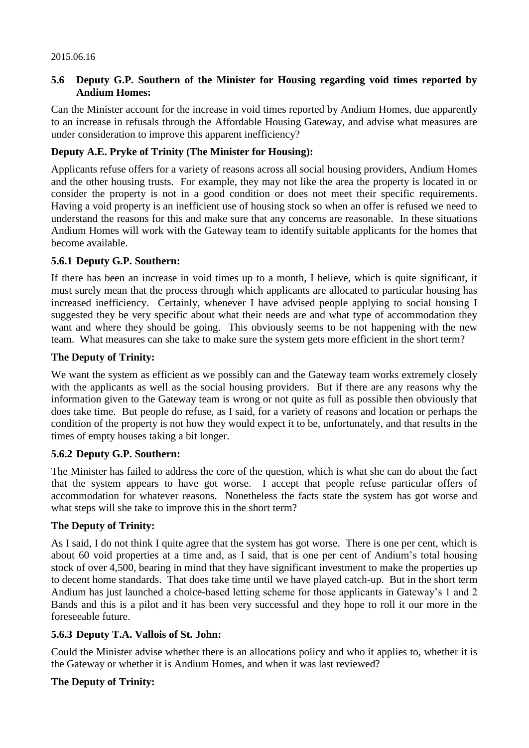2015.06.16

### 5.6 Deputy G.P. Southern of the Minister for Housing regarding void times reported by Andium Homes:

Can the Minister account for the increase in void times reported by Andium Homes, due apparently to an increase in refusals through the Affordable Housing Gateway, and advise what measures are under consideration to improve this apparent inefficiency?

**Deputy A.E. Pryke of Trinity (The Minister for Housing):**

Applicants refuse offers for a variety of reasons across all social housing providers, Andium Homes and the other housing trusts. For example, they may not like the area the property is located in or consider the property is not in a good condition or does not meet their specific requirements. Having a void property is an inefficient use of housing stock so when an offer is refused we need to understand the reasons for this and make sure that any concerns are reasonable. In these situations Andium Homes will work with the Gateway team to identify suitable applicants for the homes that become available.

**5.6.1 Deputy G.P. Southern:**

If there has been an increase in void times up to a month, I believe, which is quite significant, it must surely mean that the process through which applicants are allocated to particular housing has increased inefficiency. Certainly, whenever I have advised people applying to social housing I suggested they be very specific about what their needs are and what type of accommodation they want and where they should be going. This obviously seems to be not happening with the new team. What measures can she take to make sure the system gets more efficient in the short term?

**The Deputy of Trinity:**

We want the system as efficient as we possibly can and the Gateway team works extremely closely with the applicants as well as the social housing providers. But if there are any reasons why the information given to the Gateway team is wrong or not quite as full as possible then obviously that does take time. But people do refuse, as I said, for a variety of reasons and location or perhaps the condition of the property is not how they would expect it to be, unfortunately, and that results in the times of empty houses taking a bit longer.

**5.6.2 Deputy G.P. Southern:**

The Minister has failed to address the core of the question, which is what she can do about the fact that the system appears to have got worse. I accept that people refuse particular offers of accommodation for whatever reasons. Nonetheless the facts state the system has got worse and what steps will she take to improve this in the short term?

**The Deputy of Trinity:**

As I said, I do not think I quite agree that the system has got worse. There is one per cent, which is about 60 void properties at a time and, as I said, that is one per cent of Andium's total housing stock of over 4,500, bearing in mind that they have significant investment to make the properties up to decent home standards. That does take time until we have played catch-up. But in the short term Andium has just launched a choice-based letting scheme for those applicants in Gateway's 1 and 2 Bands and this is a pilot and it has been very successful and they hope to roll it our more in the foreseeable future.

**5.6.3 Deputy T.A. Vallois of St. John:**

Could the Minister advise whether there is an allocations policy and who it applies to, whether it is the Gateway or whether it is Andium Homes, and when it was last reviewed?

**The Deputy of Trinity:**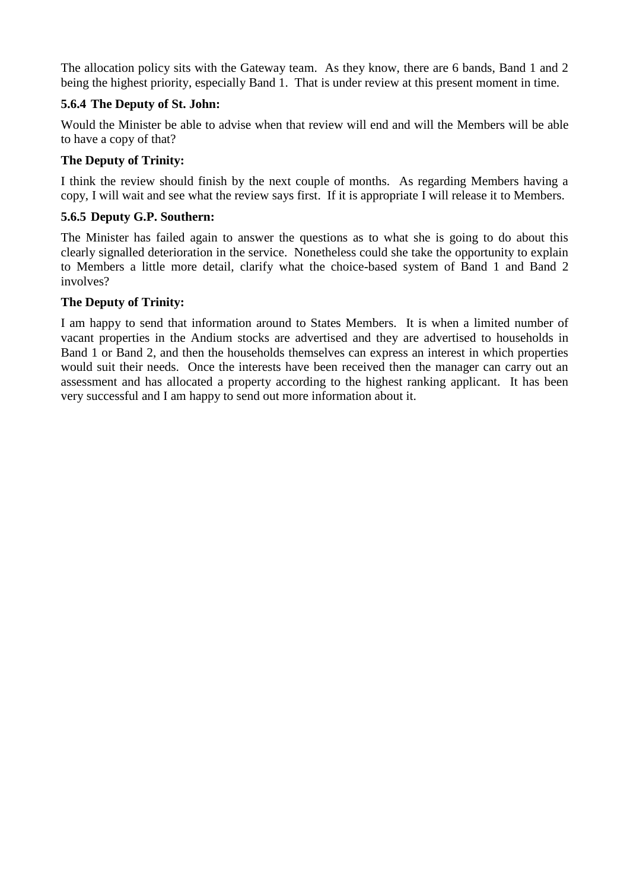The allocation policy sits with the Gateway team. As they know, there are 6 bands, Band 1 and 2 being the highest priority, especially Band 1. That is under review at this present moment in time.

**5.6.4 The Deputy of St. John:**

Would the Minister be able to advise when that review will end and will the Members will be able to have a copy of that?

**The Deputy of Trinity:**

I think the review should finish by the next couple of months. As regarding Members having a copy, I will wait and see what the review says first. If it is appropriate I will release it to Members.

**5.6.5 Deputy G.P. Southern:**

The Minister has failed again to answer the questions as to what she is going to do about this clearly signalled deterioration in the service. Nonetheless could she take the opportunity to explain to Members a little more detail, clarify what the choice-based system of Band 1 and Band 2 involves?

**The Deputy of Trinity:**

I am happy to send that information around to States Members. It is when a limited number of vacant properties in the Andium stocks are advertised and they are advertised to households in Band 1 or Band 2, and then the households themselves can express an interest in which properties would suit their needs. Once the interests have been received then the manager can carry out an assessment and has allocated a property according to the highest ranking applicant. It has been very successful and I am happy to send out more information about it.